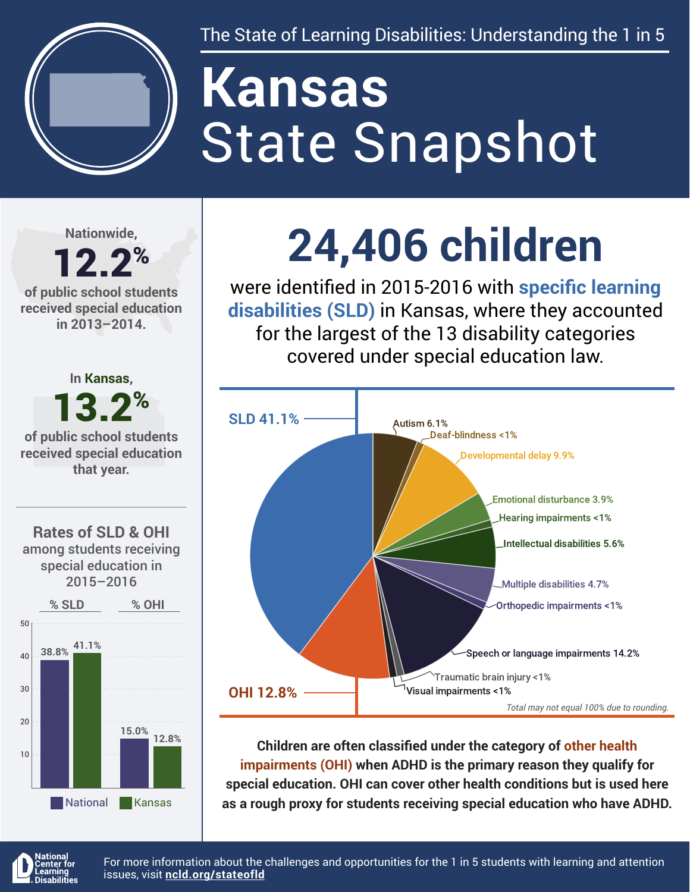The State of Learning Disabilities: Understanding the 1 in 5

# Kansas State Snapshot

Nationwide,

**12.2%**

of public school students received special education in 2013–2014.

In **Kansas**,

**13.2%**

of public school students received special education that year.

## 24,406 children

were identified in 2015-2016 with **specific learning disabilities (SLD)** in Kansas, where they accounted for the largest of the 13 disability categories covered under special education law.

| Category | Percent |
| --- | --- |
| SLD | 41.1% |
| OHI | 12.8% |
| Autism | 6.1% |
| Deaf-blindness | <1% |
| Developmental delay | 9.9% |
| Emotional disturbance | 3.9% |
| Hearing impairments | <1% |
| Intellectual disabilities | 5.6% |
| Multiple disabilities | 4.7% |
| Orthopedic impairments | <1% |
| Speech or language impairments | 14.2% |
| Traumatic brain injury | <1% |
| Visual impairments | <1% |

*Total may not equal 100% due to rounding.*

### Rates of SLD & OHI among students receiving special education in 2015–2016

| | % SLD | % OHI |
| --- | --- | --- |
| National | 38.8% | 15.0% |
| Kansas | 41.1% | 12.8% |

**Children are often classified under the category of other health impairments (OHI) when ADHD is the primary reason they qualify for special education. OHI can cover other health conditions but is used here as a rough proxy for students receiving special education who have ADHD.**

National Center for Learning Disabilities

For more information about the challenges and opportunities for the 1 in 5 students with learning and attention issues, visit **ncld.org/stateofld**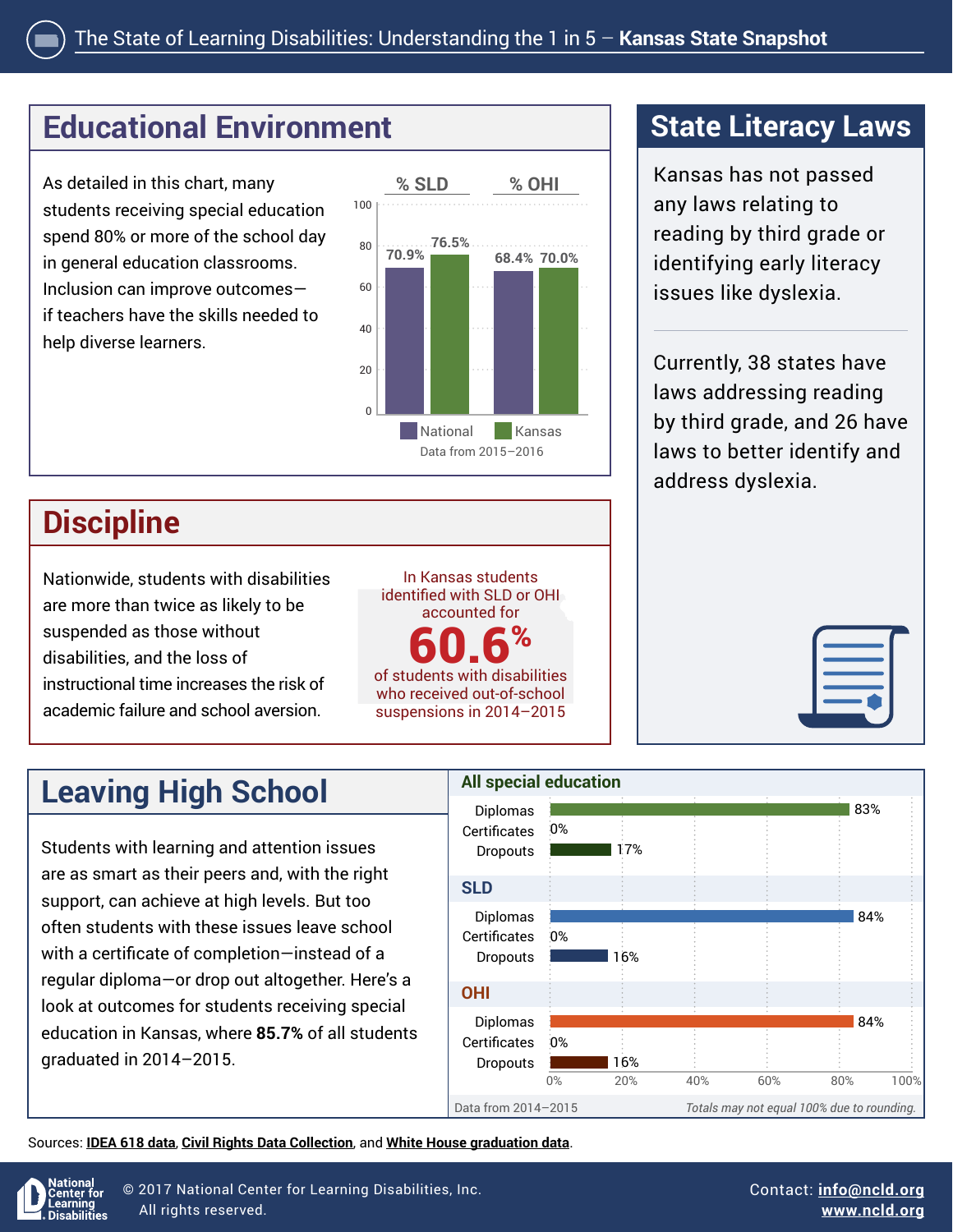# The State of Learning Disabilities: Understanding the 1 in 5 – **Kansas State Snapshot**

## Educational Environment

As detailed in this chart, many students receiving special education spend 80% or more of the school day in general education classrooms. Inclusion can improve outcomes—if teachers have the skills needed to help diverse learners.

% SLD
% OHI
100
80
60
40
20
0
70.9%
76.5%
68.4%
70.0%
National
Kansas
Data from 2015–2016

## State Literacy Laws

Kansas has not passed any laws relating to reading by third grade or identifying early literacy issues like dyslexia.

Currently, 38 states have laws addressing reading by third grade, and 26 have laws to better identify and address dyslexia.

## Discipline

Nationwide, students with disabilities are more than twice as likely to be suspended as those without disabilities, and the loss of instructional time increases the risk of academic failure and school aversion.

In Kansas students identified with SLD or OHI accounted for **60.6%** of students with disabilities who received out-of-school suspensions in 2014–2015

## Leaving High School

Students with learning and attention issues are as smart as their peers and, with the right support, can achieve at high levels. But too often students with these issues leave school with a certificate of completion—instead of a regular diploma—or drop out altogether. Here's a look at outcomes for students receiving special education in Kansas, where **85.7%** of all students graduated in 2014–2015.

**All special education**
Diplomas 83%
Certificates 0%
Dropouts 17%

**SLD**
Diplomas 84%
Certificates 0%
Dropouts 16%

**OHI**
Diplomas 84%
Certificates 0%
Dropouts 16%

0% 20% 40% 60% 80% 100%

Data from 2014–2015

*Totals may not equal 100% due to rounding.*

Sources: **IDEA 618 data**, **Civil Rights Data Collection**, and **White House graduation data**.

National Center for Learning Disabilities

© 2017 National Center for Learning Disabilities, Inc. All rights reserved.

Contact: **info@ncld.org** **www.ncld.org**